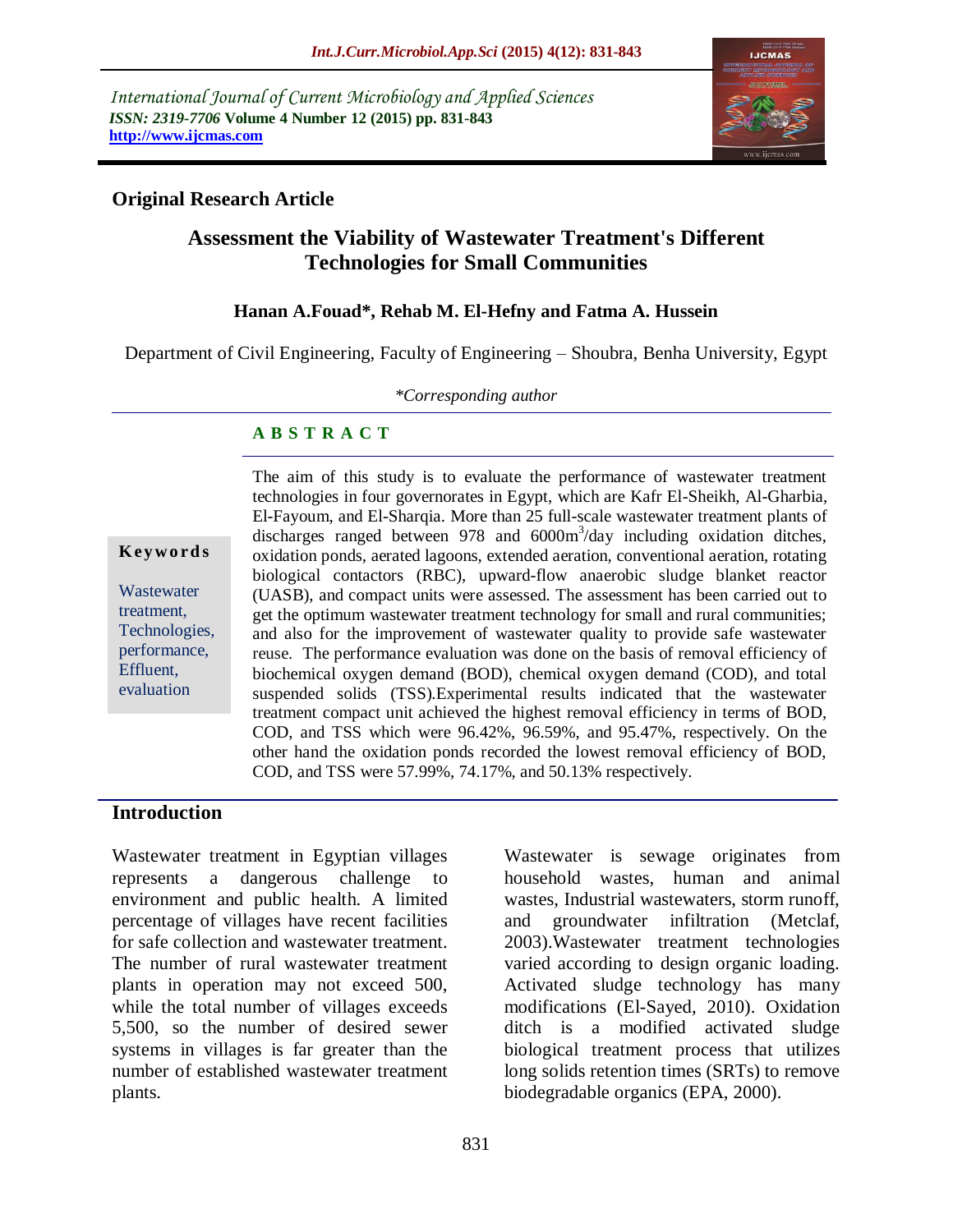International Journal of Current Microbiology and Applied Sciences
*ISSN: 2319-7706* **Volume 4 Number 12 (2015) pp. 831-843**
**http://www.ijcmas.com**

**Original Research Article**

# Assessment the Viability of Wastewater Treatment's Different Technologies for Small Communities

**Hanan A.Fouad*, Rehab M. El-Hefny and Fatma A. Hussein**

Department of Civil Engineering, Faculty of Engineering – Shoubra, Benha University, Egypt

*\*Corresponding author*

## A B S T R A C T

**Keywords**

Wastewater treatment, Technologies, performance, Effluent, evaluation

The aim of this study is to evaluate the performance of wastewater treatment technologies in four governorates in Egypt, which are Kafr El-Sheikh, Al-Gharbia, El-Fayoum, and El-Sharqia. More than 25 full-scale wastewater treatment plants of discharges ranged between 978 and 6000m$^3$/day including oxidation ditches, oxidation ponds, aerated lagoons, extended aeration, conventional aeration, rotating biological contactors (RBC), upward-flow anaerobic sludge blanket reactor (UASB), and compact units were assessed. The assessment has been carried out to get the optimum wastewater treatment technology for small and rural communities; and also for the improvement of wastewater quality to provide safe wastewater reuse. The performance evaluation was done on the basis of removal efficiency of biochemical oxygen demand (BOD), chemical oxygen demand (COD), and total suspended solids (TSS).Experimental results indicated that the wastewater treatment compact unit achieved the highest removal efficiency in terms of BOD, COD, and TSS which were 96.42%, 96.59%, and 95.47%, respectively. On the other hand the oxidation ponds recorded the lowest removal efficiency of BOD, COD, and TSS were 57.99%, 74.17%, and 50.13% respectively.

## Introduction

Wastewater treatment in Egyptian villages represents a dangerous challenge to environment and public health. A limited percentage of villages have recent facilities for safe collection and wastewater treatment. The number of rural wastewater treatment plants in operation may not exceed 500, while the total number of villages exceeds 5,500, so the number of desired sewer systems in villages is far greater than the number of established wastewater treatment plants.

Wastewater is sewage originates from household wastes, human and animal wastes, Industrial wastewaters, storm runoff, and groundwater infiltration (Metclaf, 2003).Wastewater treatment technologies varied according to design organic loading. Activated sludge technology has many modifications (El-Sayed, 2010). Oxidation ditch is a modified activated sludge biological treatment process that utilizes long solids retention times (SRTs) to remove biodegradable organics (EPA, 2000).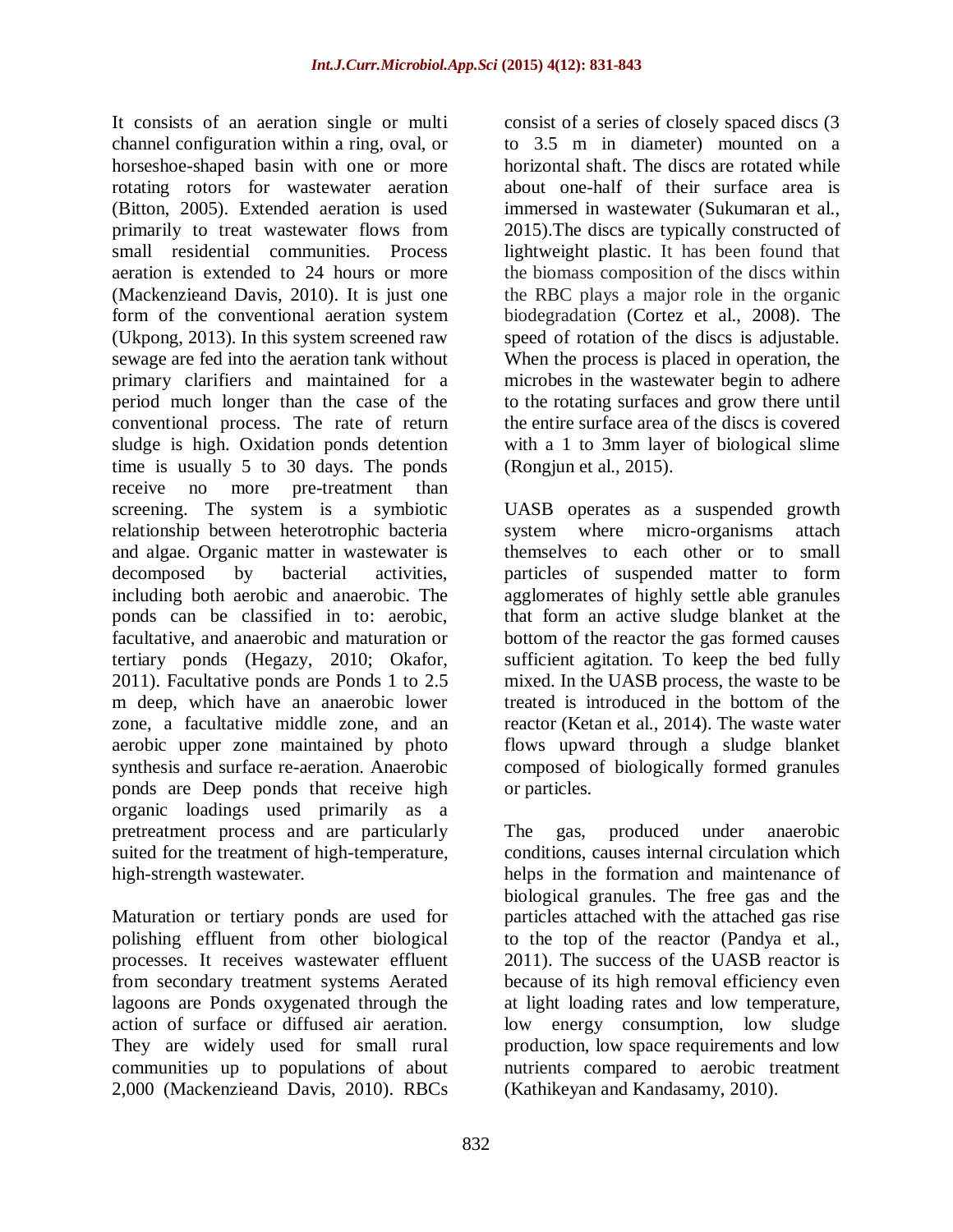It consists of an aeration single or multi channel configuration within a ring, oval, or horseshoe-shaped basin with one or more rotating rotors for wastewater aeration (Bitton, 2005). Extended aeration is used primarily to treat wastewater flows from small residential communities. Process aeration is extended to 24 hours or more (Mackenzieand Davis, 2010). It is just one form of the conventional aeration system (Ukpong, 2013). In this system screened raw sewage are fed into the aeration tank without primary clarifiers and maintained for a period much longer than the case of the conventional process. The rate of return sludge is high. Oxidation ponds detention time is usually 5 to 30 days. The ponds receive no more pre-treatment than screening. The system is a symbiotic relationship between heterotrophic bacteria and algae. Organic matter in wastewater is decomposed by bacterial activities, including both aerobic and anaerobic. The ponds can be classified in to: aerobic, facultative, and anaerobic and maturation or tertiary ponds (Hegazy, 2010; Okafor, 2011). Facultative ponds are Ponds 1 to 2.5 m deep, which have an anaerobic lower zone, a facultative middle zone, and an aerobic upper zone maintained by photo synthesis and surface re-aeration. Anaerobic ponds are Deep ponds that receive high organic loadings used primarily as a pretreatment process and are particularly suited for the treatment of high-temperature, high-strength wastewater.

Maturation or tertiary ponds are used for polishing effluent from other biological processes. It receives wastewater effluent from secondary treatment systems Aerated lagoons are Ponds oxygenated through the action of surface or diffused air aeration. They are widely used for small rural communities up to populations of about 2,000 (Mackenzieand Davis, 2010). RBCs consist of a series of closely spaced discs (3 to 3.5 m in diameter) mounted on a horizontal shaft. The discs are rotated while about one-half of their surface area is immersed in wastewater (Sukumaran et al., 2015).The discs are typically constructed of lightweight plastic. It has been found that the biomass composition of the discs within the RBC plays a major role in the organic biodegradation (Cortez et al., 2008). The speed of rotation of the discs is adjustable. When the process is placed in operation, the microbes in the wastewater begin to adhere to the rotating surfaces and grow there until the entire surface area of the discs is covered with a 1 to 3mm layer of biological slime (Rongjun et al., 2015).

UASB operates as a suspended growth system where micro-organisms attach themselves to each other or to small particles of suspended matter to form agglomerates of highly settle able granules that form an active sludge blanket at the bottom of the reactor the gas formed causes sufficient agitation. To keep the bed fully mixed. In the UASB process, the waste to be treated is introduced in the bottom of the reactor (Ketan et al., 2014). The waste water flows upward through a sludge blanket composed of biologically formed granules or particles.

The gas, produced under anaerobic conditions, causes internal circulation which helps in the formation and maintenance of biological granules. The free gas and the particles attached with the attached gas rise to the top of the reactor (Pandya et al., 2011). The success of the UASB reactor is because of its high removal efficiency even at light loading rates and low temperature, low energy consumption, low sludge production, low space requirements and low nutrients compared to aerobic treatment (Kathikeyan and Kandasamy, 2010).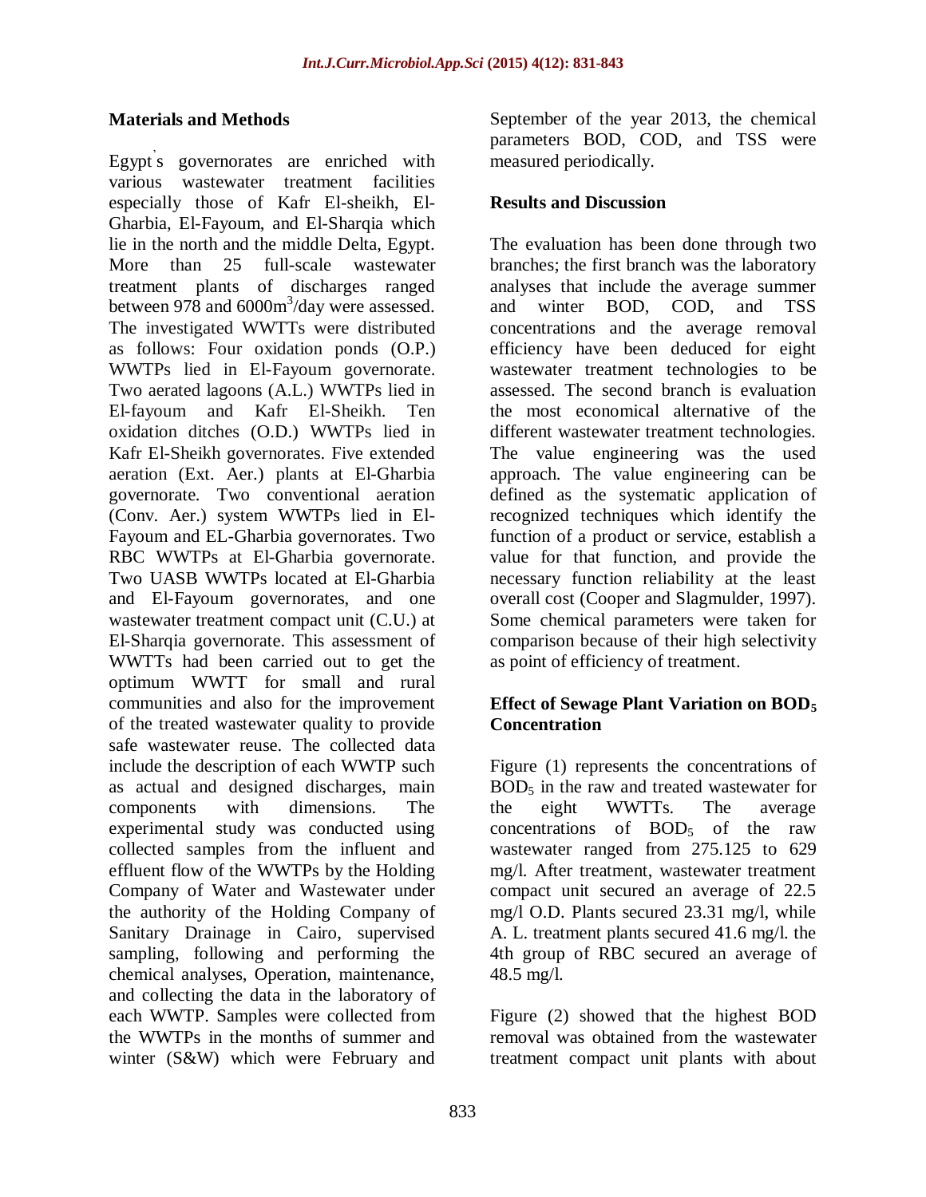## Materials and Methods

Egypt's governorates are enriched with various wastewater treatment facilities especially those of Kafr El-sheikh, El-Gharbia, El-Fayoum, and El-Sharqia which lie in the north and the middle Delta, Egypt. More than 25 full-scale wastewater treatment plants of discharges ranged between 978 and 6000$m^3$/day were assessed. The investigated WWTTs were distributed as follows: Four oxidation ponds (O.P.) WWTPs lied in El-Fayoum governorate. Two aerated lagoons (A.L.) WWTPs lied in El-fayoum and Kafr El-Sheikh. Ten oxidation ditches (O.D.) WWTPs lied in Kafr El-Sheikh governorates. Five extended aeration (Ext. Aer.) plants at El-Gharbia governorate. Two conventional aeration (Conv. Aer.) system WWTPs lied in El-Fayoum and EL-Gharbia governorates. Two RBC WWTPs at El-Gharbia governorate. Two UASB WWTPs located at El-Gharbia and El-Fayoum governorates, and one wastewater treatment compact unit (C.U.) at El-Sharqia governorate. This assessment of WWTTs had been carried out to get the optimum WWTT for small and rural communities and also for the improvement of the treated wastewater quality to provide safe wastewater reuse. The collected data include the description of each WWTP such as actual and designed discharges, main components with dimensions. The experimental study was conducted using collected samples from the influent and effluent flow of the WWTPs by the Holding Company of Water and Wastewater under the authority of the Holding Company of Sanitary Drainage in Cairo, supervised sampling, following and performing the chemical analyses, Operation, maintenance, and collecting the data in the laboratory of each WWTP. Samples were collected from the WWTPs in the months of summer and winter (S&W) which were February and September of the year 2013, the chemical parameters BOD, COD, and TSS were measured periodically.

## Results and Discussion

The evaluation has been done through two branches; the first branch was the laboratory analyses that include the average summer and winter BOD, COD, and TSS concentrations and the average removal efficiency have been deduced for eight wastewater treatment technologies to be assessed. The second branch is evaluation the most economical alternative of the different wastewater treatment technologies. The value engineering was the used approach. The value engineering can be defined as the systematic application of recognized techniques which identify the function of a product or service, establish a value for that function, and provide the necessary function reliability at the least overall cost (Cooper and Slagmulder, 1997). Some chemical parameters were taken for comparison because of their high selectivity as point of efficiency of treatment.

### Effect of Sewage Plant Variation on $BOD_5$ Concentration

Figure (1) represents the concentrations of $BOD_5$ in the raw and treated wastewater for the eight WWTTs. The average concentrations of $BOD_5$ of the raw wastewater ranged from 275.125 to 629 mg/l. After treatment, wastewater treatment compact unit secured an average of 22.5 mg/l O.D. Plants secured 23.31 mg/l, while A. L. treatment plants secured 41.6 mg/l. the 4th group of RBC secured an average of 48.5 mg/l.

Figure (2) showed that the highest BOD removal was obtained from the wastewater treatment compact unit plants with about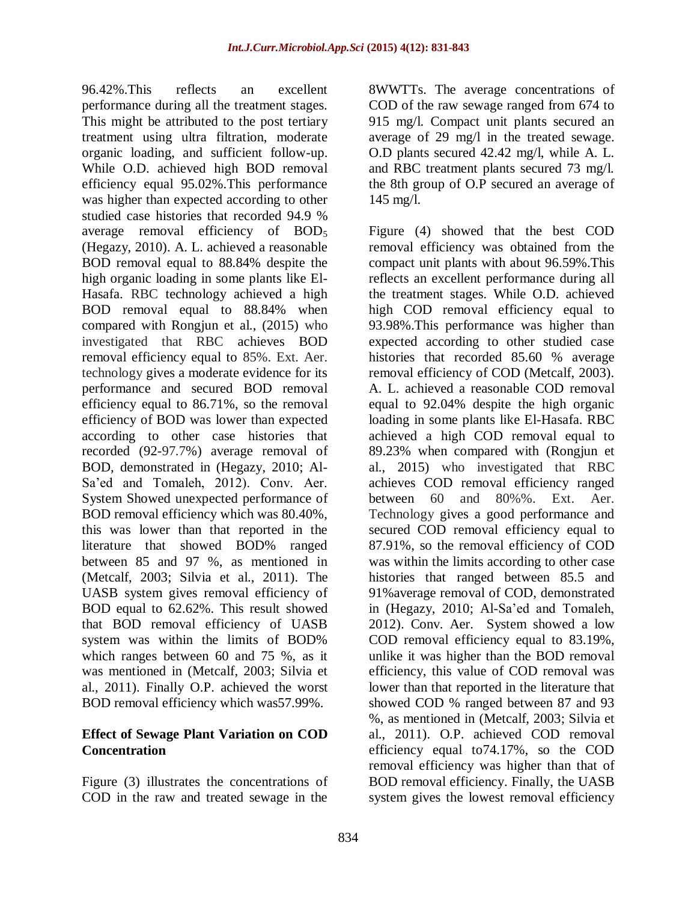96.42%.This reflects an excellent performance during all the treatment stages. This might be attributed to the post tertiary treatment using ultra filtration, moderate organic loading, and sufficient follow-up. While O.D. achieved high BOD removal efficiency equal 95.02%.This performance was higher than expected according to other studied case histories that recorded 94.9 % average removal efficiency of $BOD_5$ (Hegazy, 2010). A. L. achieved a reasonable BOD removal equal to 88.84% despite the high organic loading in some plants like El-Hasafa. RBC technology achieved a high BOD removal equal to 88.84% when compared with Rongjun et al., (2015) who investigated that RBC achieves BOD removal efficiency equal to 85%. Ext. Aer. technology gives a moderate evidence for its performance and secured BOD removal efficiency equal to 86.71%, so the removal efficiency of BOD was lower than expected according to other case histories that recorded (92-97.7%) average removal of BOD, demonstrated in (Hegazy, 2010; Al-Sa'ed and Tomaleh, 2012). Conv. Aer. System Showed unexpected performance of BOD removal efficiency which was 80.40%, this was lower than that reported in the literature that showed BOD% ranged between 85 and 97 %, as mentioned in (Metcalf, 2003; Silvia et al., 2011). The UASB system gives removal efficiency of BOD equal to 62.62%. This result showed that BOD removal efficiency of UASB system was within the limits of BOD% which ranges between 60 and 75 %, as it was mentioned in (Metcalf, 2003; Silvia et al., 2011). Finally O.P. achieved the worst BOD removal efficiency which was57.99%.

### Effect of Sewage Plant Variation on COD Concentration

Figure (3) illustrates the concentrations of COD in the raw and treated sewage in the 8WWTTs. The average concentrations of COD of the raw sewage ranged from 674 to 915 mg/l. Compact unit plants secured an average of 29 mg/l in the treated sewage. O.D plants secured 42.42 mg/l, while A. L. and RBC treatment plants secured 73 mg/l. the 8th group of O.P secured an average of 145 mg/l.

Figure (4) showed that the best COD removal efficiency was obtained from the compact unit plants with about 96.59%.This reflects an excellent performance during all the treatment stages. While O.D. achieved high COD removal efficiency equal to 93.98%.This performance was higher than expected according to other studied case histories that recorded 85.60 % average removal efficiency of COD (Metcalf, 2003). A. L. achieved a reasonable COD removal equal to 92.04% despite the high organic loading in some plants like El-Hasafa. RBC achieved a high COD removal equal to 89.23% when compared with (Rongjun et al., 2015) who investigated that RBC achieves COD removal efficiency ranged between 60 and 80%%. Ext. Aer. Technology gives a good performance and secured COD removal efficiency equal to 87.91%, so the removal efficiency of COD was within the limits according to other case histories that ranged between 85.5 and 91%average removal of COD, demonstrated in (Hegazy, 2010; Al-Sa'ed and Tomaleh, 2012). Conv. Aer. System showed a low COD removal efficiency equal to 83.19%, unlike it was higher than the BOD removal efficiency, this value of COD removal was lower than that reported in the literature that showed COD % ranged between 87 and 93 %, as mentioned in (Metcalf, 2003; Silvia et al., 2011). O.P. achieved COD removal efficiency equal to74.17%, so the COD removal efficiency was higher than that of BOD removal efficiency. Finally, the UASB system gives the lowest removal efficiency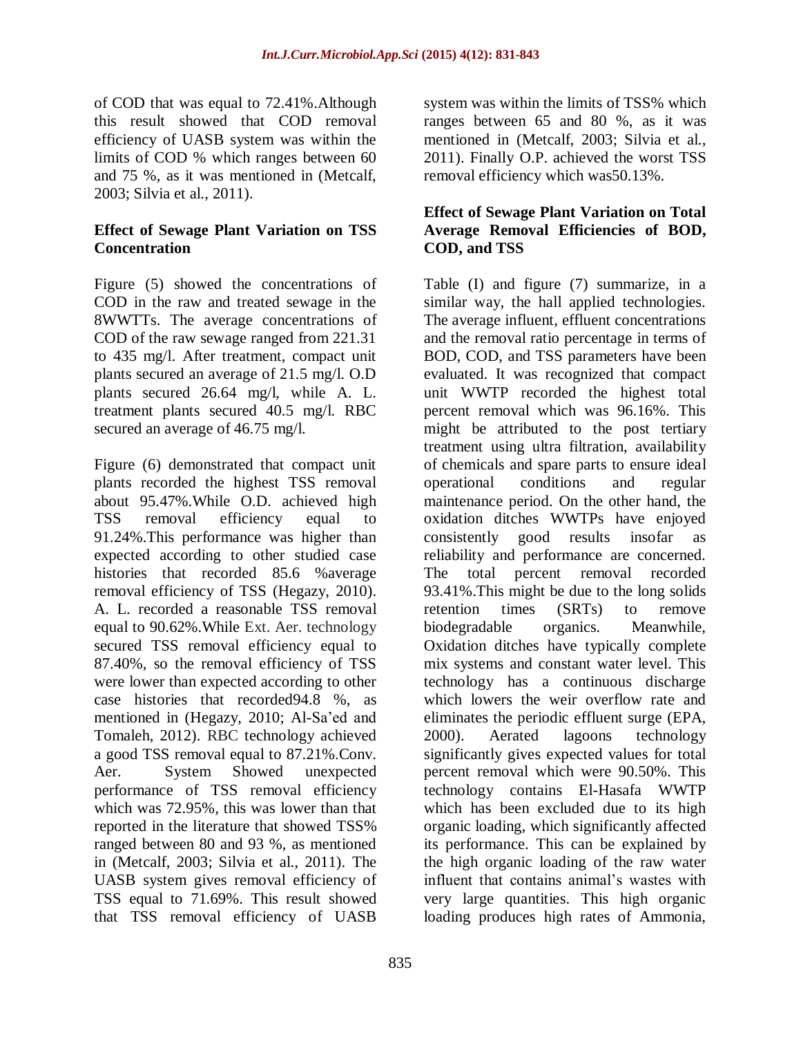of COD that was equal to 72.41%.Although this result showed that COD removal efficiency of UASB system was within the limits of COD % which ranges between 60 and 75 %, as it was mentioned in (Metcalf, 2003; Silvia et al., 2011).

### Effect of Sewage Plant Variation on TSS Concentration

Figure (5) showed the concentrations of COD in the raw and treated sewage in the 8WWTTs. The average concentrations of COD of the raw sewage ranged from 221.31 to 435 mg/l. After treatment, compact unit plants secured an average of 21.5 mg/l. O.D plants secured 26.64 mg/l, while A. L. treatment plants secured 40.5 mg/l. RBC secured an average of 46.75 mg/l.

Figure (6) demonstrated that compact unit plants recorded the highest TSS removal about 95.47%.While O.D. achieved high TSS removal efficiency equal to 91.24%.This performance was higher than expected according to other studied case histories that recorded 85.6 %average removal efficiency of TSS (Hegazy, 2010). A. L. recorded a reasonable TSS removal equal to 90.62%.While Ext. Aer. technology secured TSS removal efficiency equal to 87.40%, so the removal efficiency of TSS were lower than expected according to other case histories that recorded94.8 %, as mentioned in (Hegazy, 2010; Al-Sa'ed and Tomaleh, 2012). RBC technology achieved a good TSS removal equal to 87.21%.Conv. Aer. System Showed unexpected performance of TSS removal efficiency which was 72.95%, this was lower than that reported in the literature that showed TSS% ranged between 80 and 93 %, as mentioned in (Metcalf, 2003; Silvia et al., 2011). The UASB system gives removal efficiency of TSS equal to 71.69%. This result showed that TSS removal efficiency of UASB system was within the limits of TSS% which ranges between 65 and 80 %, as it was mentioned in (Metcalf, 2003; Silvia et al., 2011). Finally O.P. achieved the worst TSS removal efficiency which was50.13%.

### Effect of Sewage Plant Variation on Total Average Removal Efficiencies of BOD, COD, and TSS

Table (I) and figure (7) summarize, in a similar way, the hall applied technologies. The average influent, effluent concentrations and the removal ratio percentage in terms of BOD, COD, and TSS parameters have been evaluated. It was recognized that compact unit WWTP recorded the highest total percent removal which was 96.16%. This might be attributed to the post tertiary treatment using ultra filtration, availability of chemicals and spare parts to ensure ideal operational conditions and regular maintenance period. On the other hand, the oxidation ditches WWTPs have enjoyed consistently good results insofar as reliability and performance are concerned. The total percent removal recorded 93.41%.This might be due to the long solids retention times (SRTs) to remove biodegradable organics. Meanwhile, Oxidation ditches have typically complete mix systems and constant water level. This technology has a continuous discharge which lowers the weir overflow rate and eliminates the periodic effluent surge (EPA, 2000). Aerated lagoons technology significantly gives expected values for total percent removal which were 90.50%. This technology contains El-Hasafa WWTP which has been excluded due to its high organic loading, which significantly affected its performance. This can be explained by the high organic loading of the raw water influent that contains animal's wastes with very large quantities. This high organic loading produces high rates of Ammonia,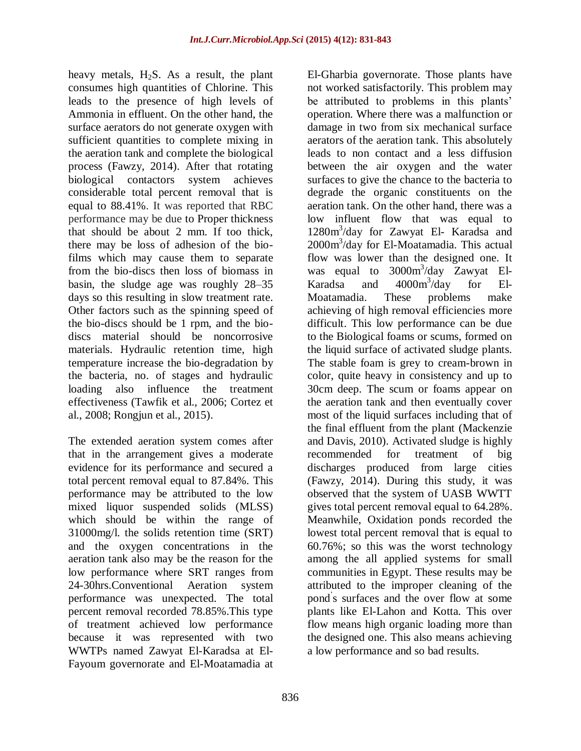heavy metals, $H_2S$. As a result, the plant consumes high quantities of Chlorine. This leads to the presence of high levels of Ammonia in effluent. On the other hand, the surface aerators do not generate oxygen with sufficient quantities to complete mixing in the aeration tank and complete the biological process (Fawzy, 2014). After that rotating biological contactors system achieves considerable total percent removal that is equal to 88.41%. It was reported that RBC performance may be due to Proper thickness that should be about 2 mm. If too thick, there may be loss of adhesion of the bio-films which may cause them to separate from the bio-discs then loss of biomass in basin, the sludge age was roughly 28–35 days so this resulting in slow treatment rate. Other factors such as the spinning speed of the bio-discs should be 1 rpm, and the bio-discs material should be noncorrosive materials. Hydraulic retention time, high temperature increase the bio-degradation by the bacteria, no. of stages and hydraulic loading also influence the treatment effectiveness (Tawfik et al., 2006; Cortez et al., 2008; Rongjun et al., 2015).

The extended aeration system comes after that in the arrangement gives a moderate evidence for its performance and secured a total percent removal equal to 87.84%. This performance may be attributed to the low mixed liquor suspended solids (MLSS) which should be within the range of 31000mg/l. the solids retention time (SRT) and the oxygen concentrations in the aeration tank also may be the reason for the low performance where SRT ranges from 24-30hrs.Conventional Aeration system performance was unexpected. The total percent removal recorded 78.85%.This type of treatment achieved low performance because it was represented with two WWTPs named Zawyat El-Karadsa at El-Fayoum governorate and El-Moatamadia at El-Gharbia governorate. Those plants have not worked satisfactorily. This problem may be attributed to problems in this plants' operation. Where there was a malfunction or damage in two from six mechanical surface aerators of the aeration tank. This absolutely leads to non contact and a less diffusion between the air oxygen and the water surfaces to give the chance to the bacteria to degrade the organic constituents on the aeration tank. On the other hand, there was a low influent flow that was equal to $1280m^3$/day for Zawyat El- Karadsa and $2000m^3$/day for El-Moatamadia. This actual flow was lower than the designed one. It was equal to $3000m^3$/day Zawyat El-Karadsa and $4000m^3$/day for El-Moatamadia. These problems make achieving of high removal efficiencies more difficult. This low performance can be due to the Biological foams or scums, formed on the liquid surface of activated sludge plants. The stable foam is grey to cream-brown in color, quite heavy in consistency and up to 30cm deep. The scum or foams appear on the aeration tank and then eventually cover most of the liquid surfaces including that of the final effluent from the plant (Mackenzie and Davis, 2010). Activated sludge is highly recommended for treatment of big discharges produced from large cities (Fawzy, 2014). During this study, it was observed that the system of UASB WWTT gives total percent removal equal to 64.28%. Meanwhile, Oxidation ponds recorded the lowest total percent removal that is equal to 60.76%; so this was the worst technology among the all applied systems for small communities in Egypt. These results may be attributed to the improper cleaning of the pond's surfaces and the over flow at some plants like El-Lahon and Kotta. This over flow means high organic loading more than the designed one. This also means achieving a low performance and so bad results.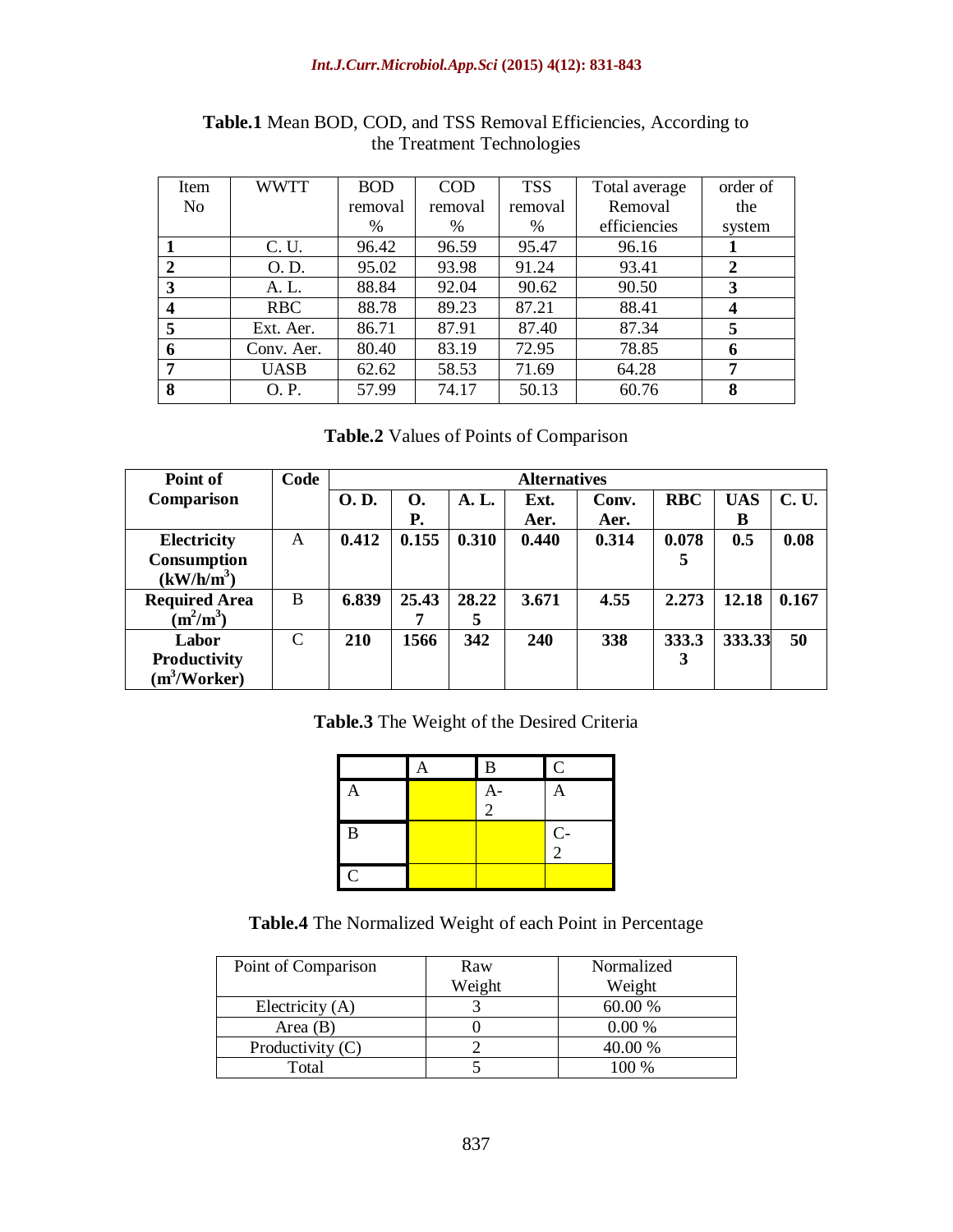**Table.1** Mean BOD, COD, and TSS Removal Efficiencies, According to the Treatment Technologies

| Item No | WWTT | BOD removal % | COD removal % | TSS removal % | Total average Removal efficiencies | order of the system |
|---|---|---|---|---|---|---|
| **1** | C. U. | 96.42 | 96.59 | 95.47 | 96.16 | **1** |
| **2** | O. D. | 95.02 | 93.98 | 91.24 | 93.41 | **2** |
| **3** | A. L. | 88.84 | 92.04 | 90.62 | 90.50 | **3** |
| **4** | RBC | 88.78 | 89.23 | 87.21 | 88.41 | **4** |
| **5** | Ext. Aer. | 86.71 | 87.91 | 87.40 | 87.34 | **5** |
| **6** | Conv. Aer. | 80.40 | 83.19 | 72.95 | 78.85 | **6** |
| **7** | UASB | 62.62 | 58.53 | 71.69 | 64.28 | **7** |
| **8** | O. P. | 57.99 | 74.17 | 50.13 | 60.76 | **8** |

**Table.2** Values of Points of Comparison

| Point of Comparison | Code | Alternatives | | | | | | | |
|---|---|---|---|---|---|---|---|---|---|
| | | **O. D.** | **O. P.** | **A. L.** | **Ext. Aer.** | **Conv. Aer.** | **RBC** | **UASB** | **C. U.** |
| **Electricity Consumption ($kW/h/m^3$)** | A | **0.412** | **0.155** | **0.310** | **0.440** | **0.314** | **0.0785** | **0.5** | **0.08** |
| **Required Area ($m^2/m^3$)** | B | **6.839** | **25.437** | **28.225** | **3.671** | **4.55** | **2.273** | **12.18** | **0.167** |
| **Labor Productivity ($m^3$/Worker)** | C | **210** | **1566** | **342** | **240** | **338** | **333.33** | **333.33** | **50** |

**Table.3** The Weight of the Desired Criteria

| | A | B | C |
|---|---|---|---|
| A | | A-2 | A |
| B | | | C-2 |
| C | | | |

**Table.4** The Normalized Weight of each Point in Percentage

| Point of Comparison | Raw Weight | Normalized Weight |
|---|---|---|
| Electricity (A) | 3 | 60.00 % |
| Area (B) | 0 | 0.00 % |
| Productivity (C) | 2 | 40.00 % |
| Total | 5 | 100 % |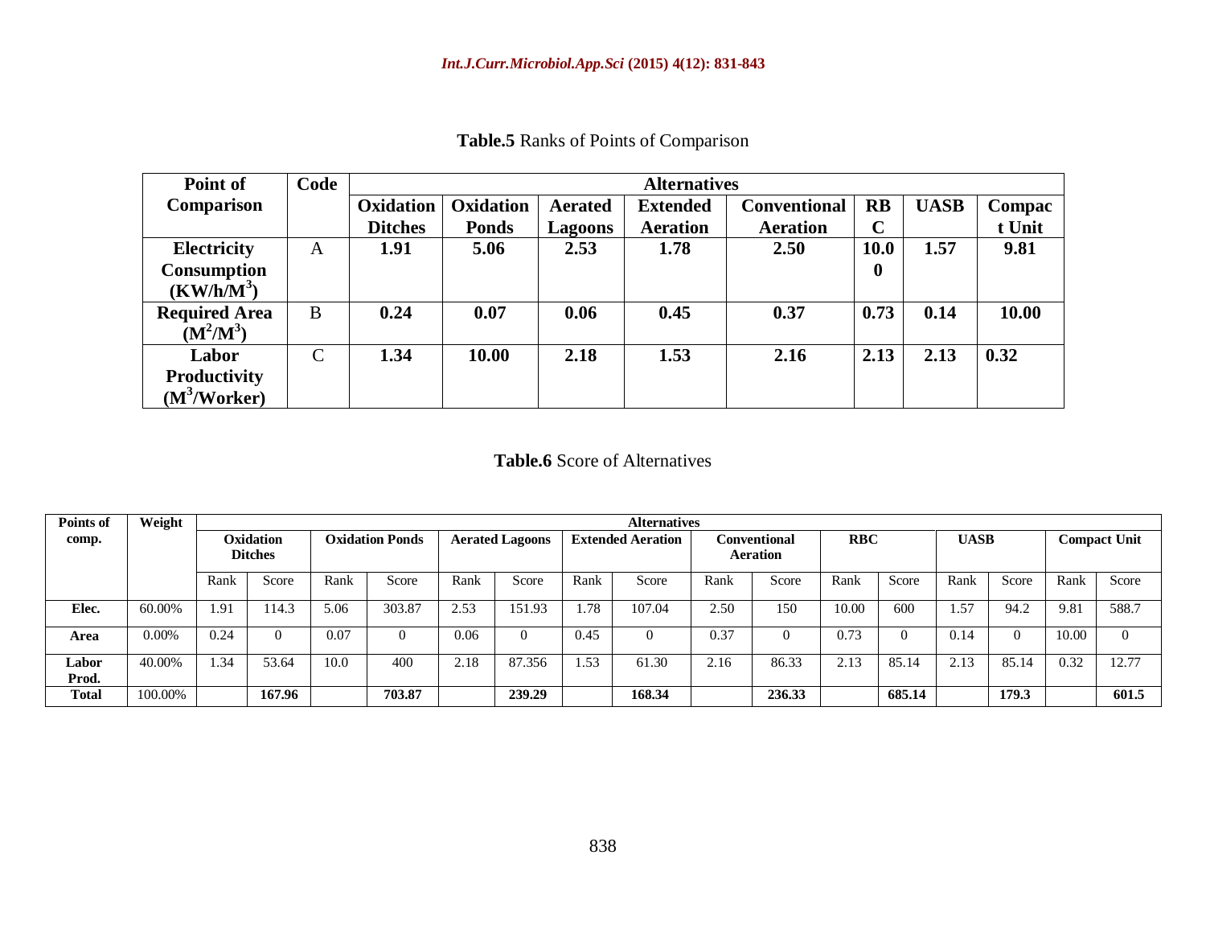**Table.5** Ranks of Points of Comparison

| Point of Comparison | Code | Alternatives | | | | | | | |
|---|---|---|---|---|---|---|---|---|---|
| | | Oxidation Ditches | Oxidation Ponds | Aerated Lagoons | Extended Aeration | Conventional Aeration | RBC | UASB | Compact Unit |
| **Electricity Consumption ($KW/h/M^3$)** | A | **1.91** | **5.06** | **2.53** | **1.78** | **2.50** | **10.00** | **1.57** | **9.81** |
| **Required Area ($M^2/M^3$)** | B | **0.24** | **0.07** | **0.06** | **0.45** | **0.37** | **0.73** | **0.14** | **10.00** |
| **Labor Productivity ($M^3$/Worker)** | C | **1.34** | **10.00** | **2.18** | **1.53** | **2.16** | **2.13** | **2.13** | **0.32** |

**Table.6** Score of Alternatives

| Points of comp. | Weight | Alternatives | | | | | | | | | | | | | | | |
|---|---|---|---|---|---|---|---|---|---|---|---|---|---|---|---|---|---|
| | | Oxidation Ditches | | Oxidation Ponds | | Aerated Lagoons | | Extended Aeration | | Conventional Aeration | | RBC | | UASB | | Compact Unit | |
| | | Rank | Score | Rank | Score | Rank | Score | Rank | Score | Rank | Score | Rank | Score | Rank | Score | Rank | Score |
| **Elec.** | 60.00% | 1.91 | 114.3 | 5.06 | 303.87 | 2.53 | 151.93 | 1.78 | 107.04 | 2.50 | 150 | 10.00 | 600 | 1.57 | 94.2 | 9.81 | 588.7 |
| **Area** | 0.00% | 0.24 | 0 | 0.07 | 0 | 0.06 | 0 | 0.45 | 0 | 0.37 | 0 | 0.73 | 0 | 0.14 | 0 | 10.00 | 0 |
| **Labor Prod.** | 40.00% | 1.34 | 53.64 | 10.0 | 400 | 2.18 | 87.356 | 1.53 | 61.30 | 2.16 | 86.33 | 2.13 | 85.14 | 2.13 | 85.14 | 0.32 | 12.77 |
| **Total** | 100.00% | | **167.96** | | **703.87** | | **239.29** | | **168.34** | | **236.33** | | **685.14** | | **179.3** | | **601.5** |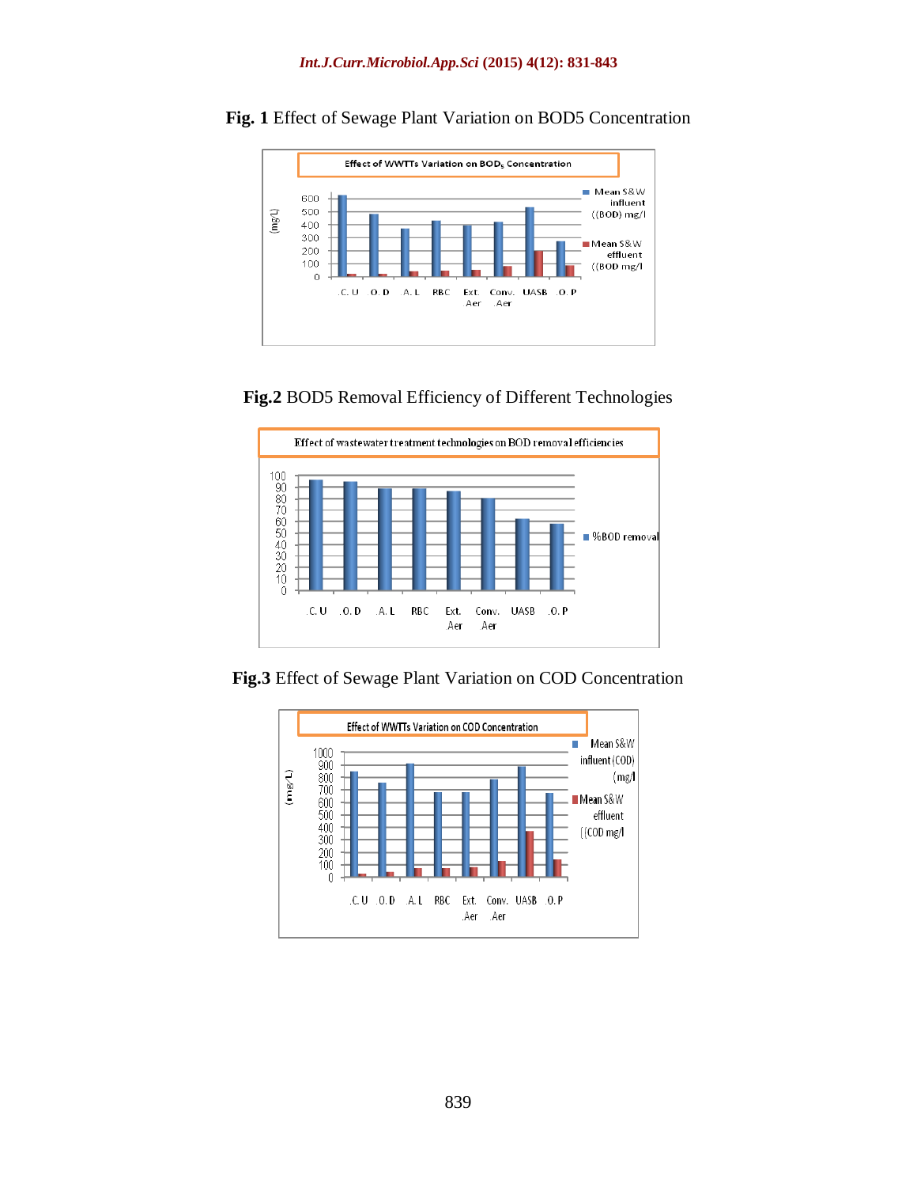**Fig. 1** Effect of Sewage Plant Variation on BOD5 Concentration

**Fig.2** BOD5 Removal Efficiency of Different Technologies

**Fig.3** Effect of Sewage Plant Variation on COD Concentration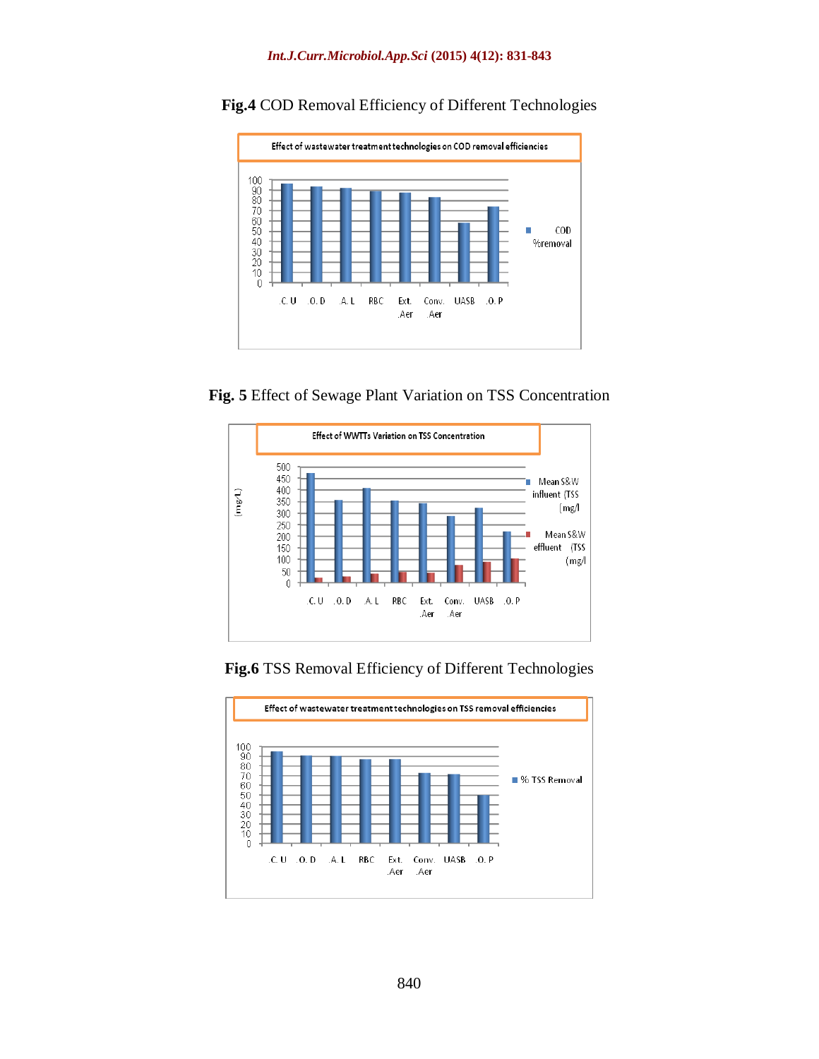**Fig.4** COD Removal Efficiency of Different Technologies

**Fig. 5** Effect of Sewage Plant Variation on TSS Concentration

**Fig.6** TSS Removal Efficiency of Different Technologies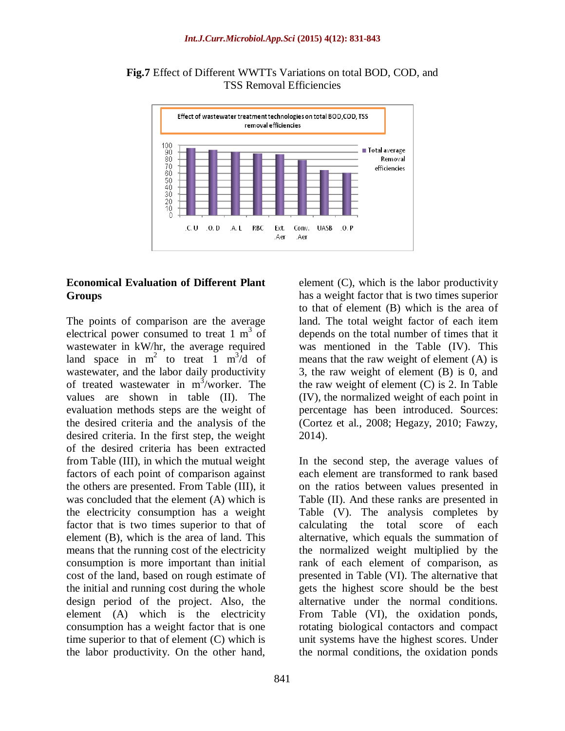**Fig.7** Effect of Different WWTTs Variations on total BOD, COD, and TSS Removal Efficiencies

### Economical Evaluation of Different Plant Groups

The points of comparison are the average electrical power consumed to treat 1 $m^3$ of wastewater in kW/hr, the average required land space in $m^2$ to treat 1 $m^3$/d of wastewater, and the labor daily productivity of treated wastewater in $m^3$/worker. The values are shown in table (II). The evaluation methods steps are the weight of the desired criteria and the analysis of the desired criteria. In the first step, the weight of the desired criteria has been extracted from Table (III), in which the mutual weight factors of each point of comparison against the others are presented. From Table (III), it was concluded that the element (A) which is the electricity consumption has a weight factor that is two times superior to that of element (B), which is the area of land. This means that the running cost of the electricity consumption is more important than initial cost of the land, based on rough estimate of the initial and running cost during the whole design period of the project. Also, the element (A) which is the electricity consumption has a weight factor that is one time superior to that of element (C) which is the labor productivity. On the other hand, element (C), which is the labor productivity has a weight factor that is two times superior to that of element (B) which is the area of land. The total weight factor of each item depends on the total number of times that it was mentioned in the Table (IV). This means that the raw weight of element (A) is 3, the raw weight of element (B) is 0, and the raw weight of element (C) is 2. In Table (IV), the normalized weight of each point in percentage has been introduced. Sources: (Cortez et al., 2008; Hegazy, 2010; Fawzy, 2014).

In the second step, the average values of each element are transformed to rank based on the ratios between values presented in Table (II). And these ranks are presented in Table (V). The analysis completes by calculating the total score of each alternative, which equals the summation of the normalized weight multiplied by the rank of each element of comparison, as presented in Table (VI). The alternative that gets the highest score should be the best alternative under the normal conditions. From Table (VI), the oxidation ponds, rotating biological contactors and compact unit systems have the highest scores. Under the normal conditions, the oxidation ponds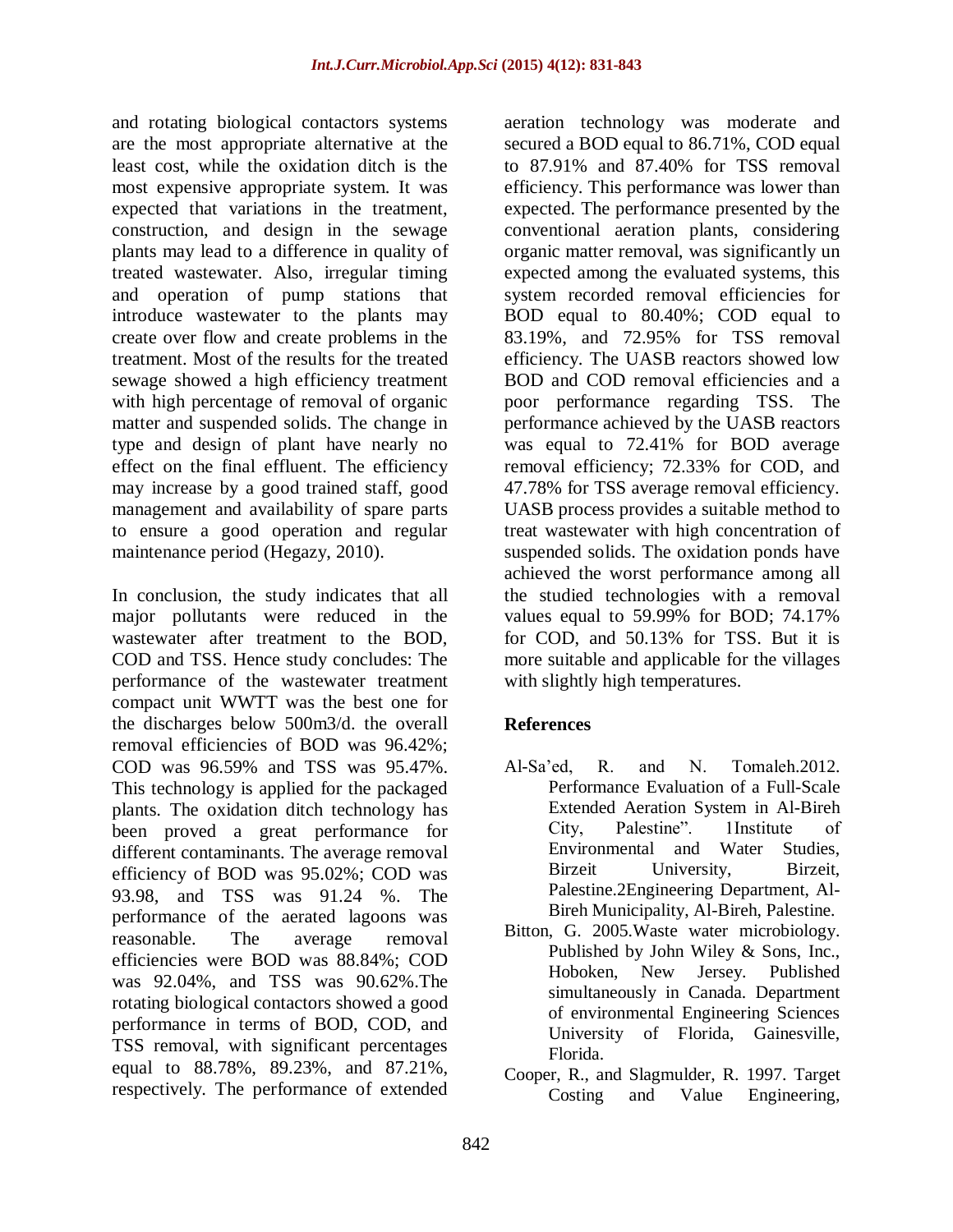and rotating biological contactors systems are the most appropriate alternative at the least cost, while the oxidation ditch is the most expensive appropriate system. It was expected that variations in the treatment, construction, and design in the sewage plants may lead to a difference in quality of treated wastewater. Also, irregular timing and operation of pump stations that introduce wastewater to the plants may create over flow and create problems in the treatment. Most of the results for the treated sewage showed a high efficiency treatment with high percentage of removal of organic matter and suspended solids. The change in type and design of plant have nearly no effect on the final effluent. The efficiency may increase by a good trained staff, good management and availability of spare parts to ensure a good operation and regular maintenance period (Hegazy, 2010).

In conclusion, the study indicates that all major pollutants were reduced in the wastewater after treatment to the BOD, COD and TSS. Hence study concludes: The performance of the wastewater treatment compact unit WWTT was the best one for the discharges below 500m3/d. the overall removal efficiencies of BOD was 96.42%; COD was 96.59% and TSS was 95.47%. This technology is applied for the packaged plants. The oxidation ditch technology has been proved a great performance for different contaminants. The average removal efficiency of BOD was 95.02%; COD was 93.98, and TSS was 91.24 %. The performance of the aerated lagoons was reasonable. The average removal efficiencies were BOD was 88.84%; COD was 92.04%, and TSS was 90.62%.The rotating biological contactors showed a good performance in terms of BOD, COD, and TSS removal, with significant percentages equal to 88.78%, 89.23%, and 87.21%, respectively. The performance of extended aeration technology was moderate and secured a BOD equal to 86.71%, COD equal to 87.91% and 87.40% for TSS removal efficiency. This performance was lower than expected. The performance presented by the conventional aeration plants, considering organic matter removal, was significantly un expected among the evaluated systems, this system recorded removal efficiencies for BOD equal to 80.40%; COD equal to 83.19%, and 72.95% for TSS removal efficiency. The UASB reactors showed low BOD and COD removal efficiencies and a poor performance regarding TSS. The performance achieved by the UASB reactors was equal to 72.41% for BOD average removal efficiency; 72.33% for COD, and 47.78% for TSS average removal efficiency. UASB process provides a suitable method to treat wastewater with high concentration of suspended solids. The oxidation ponds have achieved the worst performance among all the studied technologies with a removal values equal to 59.99% for BOD; 74.17% for COD, and 50.13% for TSS. But it is more suitable and applicable for the villages with slightly high temperatures.

## References

- Al-Sa'ed, R. and N. Tomaleh.2012. Performance Evaluation of a Full-Scale Extended Aeration System in Al-Bireh City, Palestine". 1Institute of Environmental and Water Studies, Birzeit University, Birzeit, Palestine.2Engineering Department, Al-Bireh Municipality, Al-Bireh, Palestine.
- Bitton, G. 2005.Waste water microbiology. Published by John Wiley & Sons, Inc., Hoboken, New Jersey. Published simultaneously in Canada. Department of environmental Engineering Sciences University of Florida, Gainesville, Florida.
- Cooper, R., and Slagmulder, R. 1997. Target Costing and Value Engineering,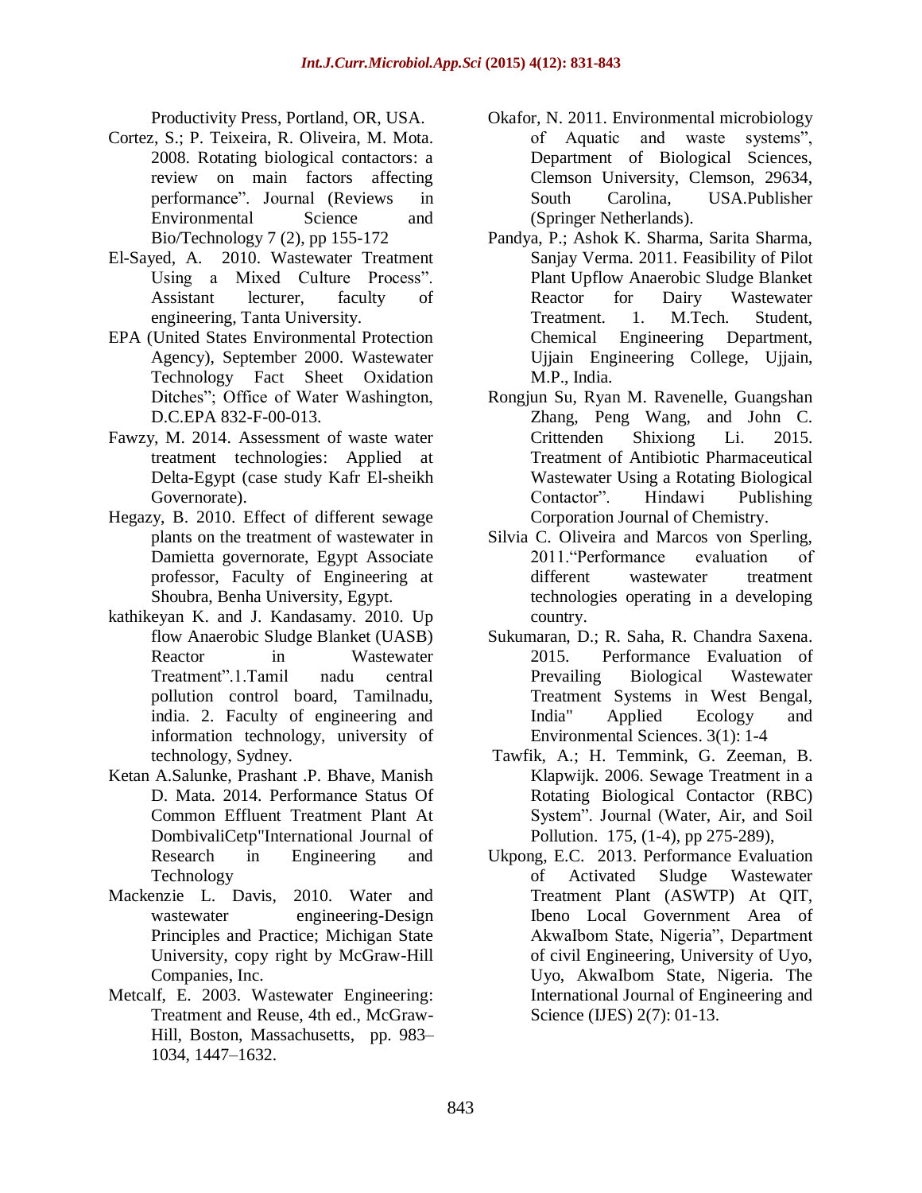Productivity Press, Portland, OR, USA.

Cortez, S.; P. Teixeira, R. Oliveira, M. Mota. 2008. Rotating biological contactors: a review on main factors affecting performance". Journal (Reviews in Environmental Science and Bio/Technology 7 (2), pp 155-172

El-Sayed, A. 2010. Wastewater Treatment Using a Mixed Culture Process". Assistant lecturer, faculty of engineering, Tanta University.

EPA (United States Environmental Protection Agency), September 2000. Wastewater Technology Fact Sheet Oxidation Ditches"; Office of Water Washington, D.C.EPA 832-F-00-013.

Fawzy, M. 2014. Assessment of waste water treatment technologies: Applied at Delta-Egypt (case study Kafr El-sheikh Governorate).

Hegazy, B. 2010. Effect of different sewage plants on the treatment of wastewater in Damietta governorate, Egypt Associate professor, Faculty of Engineering at Shoubra, Benha University, Egypt.

kathikeyan K. and J. Kandasamy. 2010. Up flow Anaerobic Sludge Blanket (UASB) Reactor in Wastewater Treatment".1.Tamil nadu central pollution control board, Tamilnadu, india. 2. Faculty of engineering and information technology, university of technology, Sydney.

Ketan A.Salunke, Prashant .P. Bhave, Manish D. Mata. 2014. Performance Status Of Common Effluent Treatment Plant At DombivaliCetp"International Journal of Research in Engineering and Technology

Mackenzie L. Davis, 2010. Water and wastewater engineering-Design Principles and Practice; Michigan State University, copy right by McGraw-Hill Companies, Inc.

Metcalf, E. 2003. Wastewater Engineering: Treatment and Reuse, 4th ed., McGraw-Hill, Boston, Massachusetts, pp. 983–1034, 1447–1632.

Okafor, N. 2011. Environmental microbiology of Aquatic and waste systems", Department of Biological Sciences, Clemson University, Clemson, 29634, South Carolina, USA.Publisher (Springer Netherlands).

Pandya, P.; Ashok K. Sharma, Sarita Sharma, Sanjay Verma. 2011. Feasibility of Pilot Plant Upflow Anaerobic Sludge Blanket Reactor for Dairy Wastewater Treatment. 1. M.Tech. Student, Chemical Engineering Department, Ujjain Engineering College, Ujjain, M.P., India.

Rongjun Su, Ryan M. Ravenelle, Guangshan Zhang, Peng Wang, and John C. Crittenden Shixiong Li. 2015. Treatment of Antibiotic Pharmaceutical Wastewater Using a Rotating Biological Contactor". Hindawi Publishing Corporation Journal of Chemistry.

Silvia C. Oliveira and Marcos von Sperling, 2011."Performance evaluation of different wastewater treatment technologies operating in a developing country.

Sukumaran, D.; R. Saha, R. Chandra Saxena. 2015. Performance Evaluation of Prevailing Biological Wastewater Treatment Systems in West Bengal, India" Applied Ecology and Environmental Sciences. 3(1): 1-4

Tawfik, A.; H. Temmink, G. Zeeman, B. Klapwijk. 2006. Sewage Treatment in a Rotating Biological Contactor (RBC) System". Journal (Water, Air, and Soil Pollution. 175, (1-4), pp 275-289),

Ukpong, E.C. 2013. Performance Evaluation of Activated Sludge Wastewater Treatment Plant (ASWTP) At QIT, Ibeno Local Government Area of AkwaIbom State, Nigeria", Department of civil Engineering, University of Uyo, Uyo, AkwaIbom State, Nigeria. The International Journal of Engineering and Science (IJES) 2(7): 01-13.